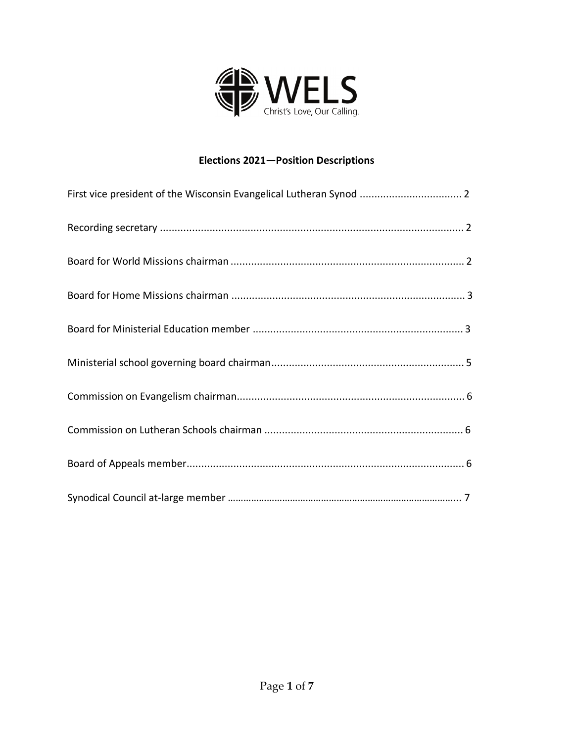WELS
Christ's Love, Our Calling.

# Elections 2021—Position Descriptions

First vice president of the Wisconsin Evangelical Lutheran Synod .................................. 2

Recording secretary ....................................................................................................... 2

Board for World Missions chairman ............................................................................... 2

Board for Home Missions chairman ............................................................................... 3

Board for Ministerial Education member ....................................................................... 3

Ministerial school governing board chairman................................................................. 5

Commission on Evangelism chairman............................................................................. 6

Commission on Lutheran Schools chairman ................................................................... 6

Board of Appeals member.............................................................................................. 6

Synodical Council at-large member ................................................................................ 7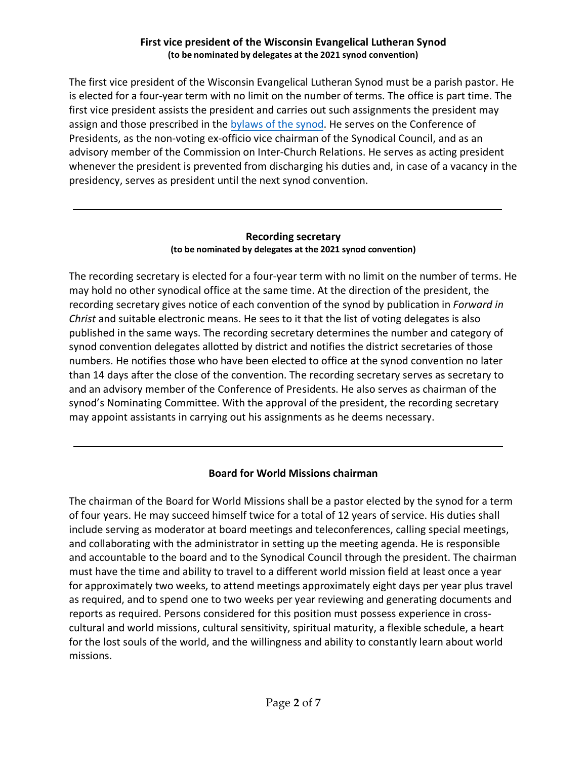## First vice president of the Wisconsin Evangelical Lutheran Synod

**(to be nominated by delegates at the 2021 synod convention)**

The first vice president of the Wisconsin Evangelical Lutheran Synod must be a parish pastor. He is elected for a four-year term with no limit on the number of terms. The office is part time. The first vice president assists the president and carries out such assignments the president may assign and those prescribed in the bylaws of the synod. He serves on the Conference of Presidents, as the non-voting ex-officio vice chairman of the Synodical Council, and as an advisory member of the Commission on Inter-Church Relations. He serves as acting president whenever the president is prevented from discharging his duties and, in case of a vacancy in the presidency, serves as president until the next synod convention.

---

## Recording secretary

**(to be nominated by delegates at the 2021 synod convention)**

The recording secretary is elected for a four-year term with no limit on the number of terms. He may hold no other synodical office at the same time. At the direction of the president, the recording secretary gives notice of each convention of the synod by publication in *Forward in Christ* and suitable electronic means. He sees to it that the list of voting delegates is also published in the same ways. The recording secretary determines the number and category of synod convention delegates allotted by district and notifies the district secretaries of those numbers. He notifies those who have been elected to office at the synod convention no later than 14 days after the close of the convention. The recording secretary serves as secretary to and an advisory member of the Conference of Presidents. He also serves as chairman of the synod's Nominating Committee. With the approval of the president, the recording secretary may appoint assistants in carrying out his assignments as he deems necessary.

---

## Board for World Missions chairman

The chairman of the Board for World Missions shall be a pastor elected by the synod for a term of four years. He may succeed himself twice for a total of 12 years of service. His duties shall include serving as moderator at board meetings and teleconferences, calling special meetings, and collaborating with the administrator in setting up the meeting agenda. He is responsible and accountable to the board and to the Synodical Council through the president. The chairman must have the time and ability to travel to a different world mission field at least once a year for approximately two weeks, to attend meetings approximately eight days per year plus travel as required, and to spend one to two weeks per year reviewing and generating documents and reports as required. Persons considered for this position must possess experience in cross-cultural and world missions, cultural sensitivity, spiritual maturity, a flexible schedule, a heart for the lost souls of the world, and the willingness and ability to constantly learn about world missions.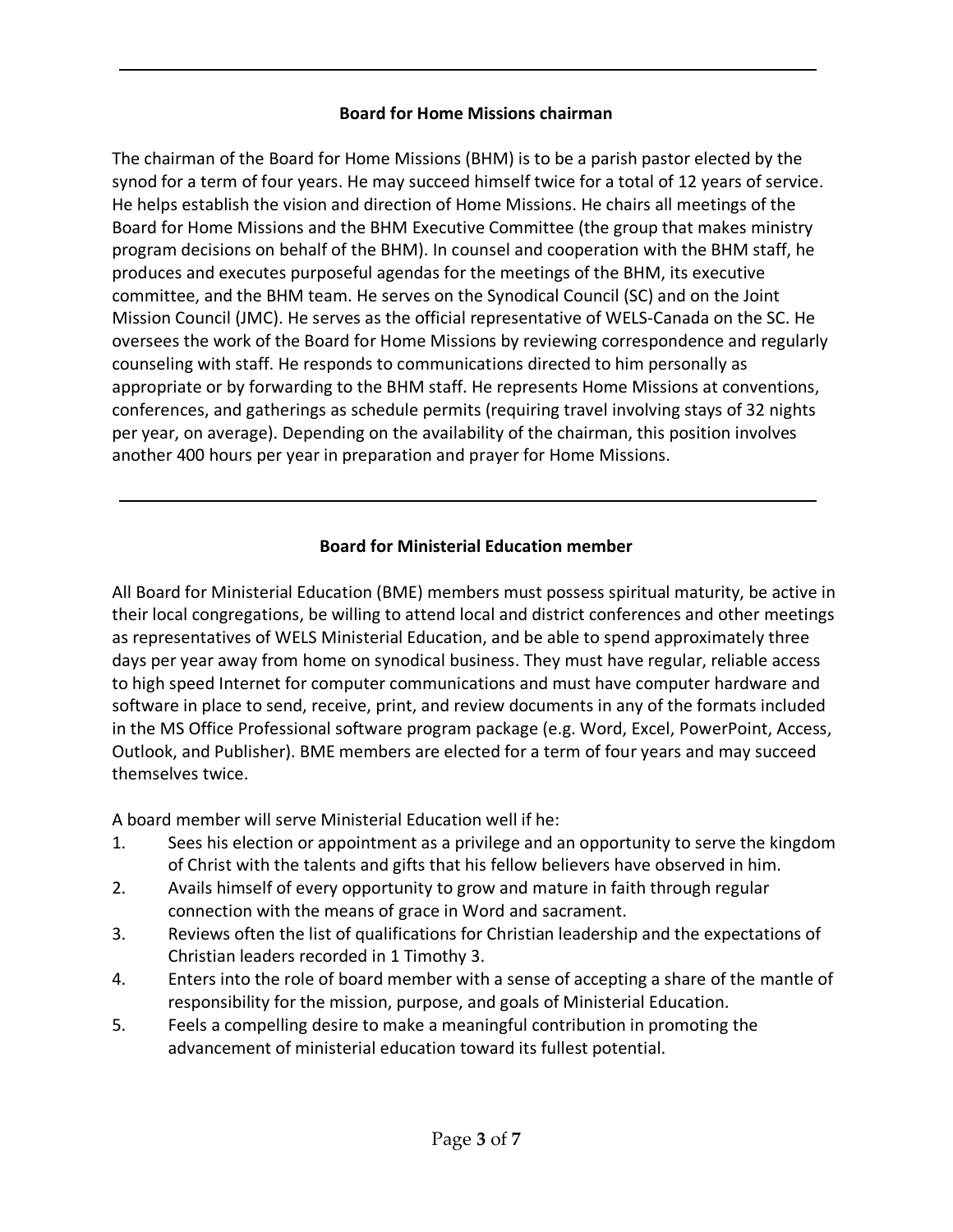---

**Board for Home Missions chairman**

The chairman of the Board for Home Missions (BHM) is to be a parish pastor elected by the synod for a term of four years. He may succeed himself twice for a total of 12 years of service. He helps establish the vision and direction of Home Missions. He chairs all meetings of the Board for Home Missions and the BHM Executive Committee (the group that makes ministry program decisions on behalf of the BHM). In counsel and cooperation with the BHM staff, he produces and executes purposeful agendas for the meetings of the BHM, its executive committee, and the BHM team. He serves on the Synodical Council (SC) and on the Joint Mission Council (JMC). He serves as the official representative of WELS-Canada on the SC. He oversees the work of the Board for Home Missions by reviewing correspondence and regularly counseling with staff. He responds to communications directed to him personally as appropriate or by forwarding to the BHM staff. He represents Home Missions at conventions, conferences, and gatherings as schedule permits (requiring travel involving stays of 32 nights per year, on average). Depending on the availability of the chairman, this position involves another 400 hours per year in preparation and prayer for Home Missions.

---

**Board for Ministerial Education member**

All Board for Ministerial Education (BME) members must possess spiritual maturity, be active in their local congregations, be willing to attend local and district conferences and other meetings as representatives of WELS Ministerial Education, and be able to spend approximately three days per year away from home on synodical business. They must have regular, reliable access to high speed Internet for computer communications and must have computer hardware and software in place to send, receive, print, and review documents in any of the formats included in the MS Office Professional software program package (e.g. Word, Excel, PowerPoint, Access, Outlook, and Publisher). BME members are elected for a term of four years and may succeed themselves twice.

A board member will serve Ministerial Education well if he:

1. Sees his election or appointment as a privilege and an opportunity to serve the kingdom of Christ with the talents and gifts that his fellow believers have observed in him.
2. Avails himself of every opportunity to grow and mature in faith through regular connection with the means of grace in Word and sacrament.
3. Reviews often the list of qualifications for Christian leadership and the expectations of Christian leaders recorded in 1 Timothy 3.
4. Enters into the role of board member with a sense of accepting a share of the mantle of responsibility for the mission, purpose, and goals of Ministerial Education.
5. Feels a compelling desire to make a meaningful contribution in promoting the advancement of ministerial education toward its fullest potential.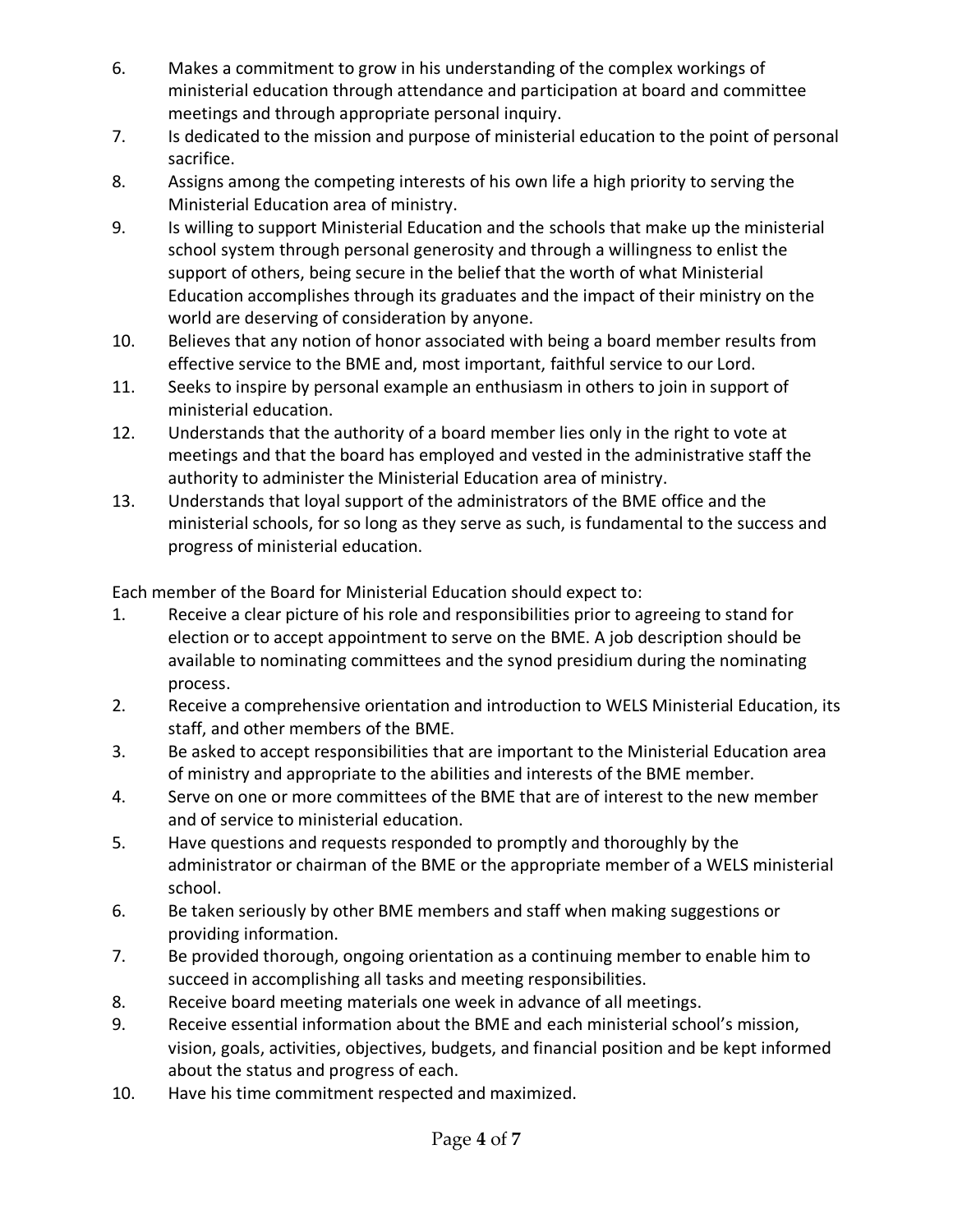6. Makes a commitment to grow in his understanding of the complex workings of ministerial education through attendance and participation at board and committee meetings and through appropriate personal inquiry.
7. Is dedicated to the mission and purpose of ministerial education to the point of personal sacrifice.
8. Assigns among the competing interests of his own life a high priority to serving the Ministerial Education area of ministry.
9. Is willing to support Ministerial Education and the schools that make up the ministerial school system through personal generosity and through a willingness to enlist the support of others, being secure in the belief that the worth of what Ministerial Education accomplishes through its graduates and the impact of their ministry on the world are deserving of consideration by anyone.
10. Believes that any notion of honor associated with being a board member results from effective service to the BME and, most important, faithful service to our Lord.
11. Seeks to inspire by personal example an enthusiasm in others to join in support of ministerial education.
12. Understands that the authority of a board member lies only in the right to vote at meetings and that the board has employed and vested in the administrative staff the authority to administer the Ministerial Education area of ministry.
13. Understands that loyal support of the administrators of the BME office and the ministerial schools, for so long as they serve as such, is fundamental to the success and progress of ministerial education.

Each member of the Board for Ministerial Education should expect to:

1. Receive a clear picture of his role and responsibilities prior to agreeing to stand for election or to accept appointment to serve on the BME. A job description should be available to nominating committees and the synod presidium during the nominating process.
2. Receive a comprehensive orientation and introduction to WELS Ministerial Education, its staff, and other members of the BME.
3. Be asked to accept responsibilities that are important to the Ministerial Education area of ministry and appropriate to the abilities and interests of the BME member.
4. Serve on one or more committees of the BME that are of interest to the new member and of service to ministerial education.
5. Have questions and requests responded to promptly and thoroughly by the administrator or chairman of the BME or the appropriate member of a WELS ministerial school.
6. Be taken seriously by other BME members and staff when making suggestions or providing information.
7. Be provided thorough, ongoing orientation as a continuing member to enable him to succeed in accomplishing all tasks and meeting responsibilities.
8. Receive board meeting materials one week in advance of all meetings.
9. Receive essential information about the BME and each ministerial school's mission, vision, goals, activities, objectives, budgets, and financial position and be kept informed about the status and progress of each.
10. Have his time commitment respected and maximized.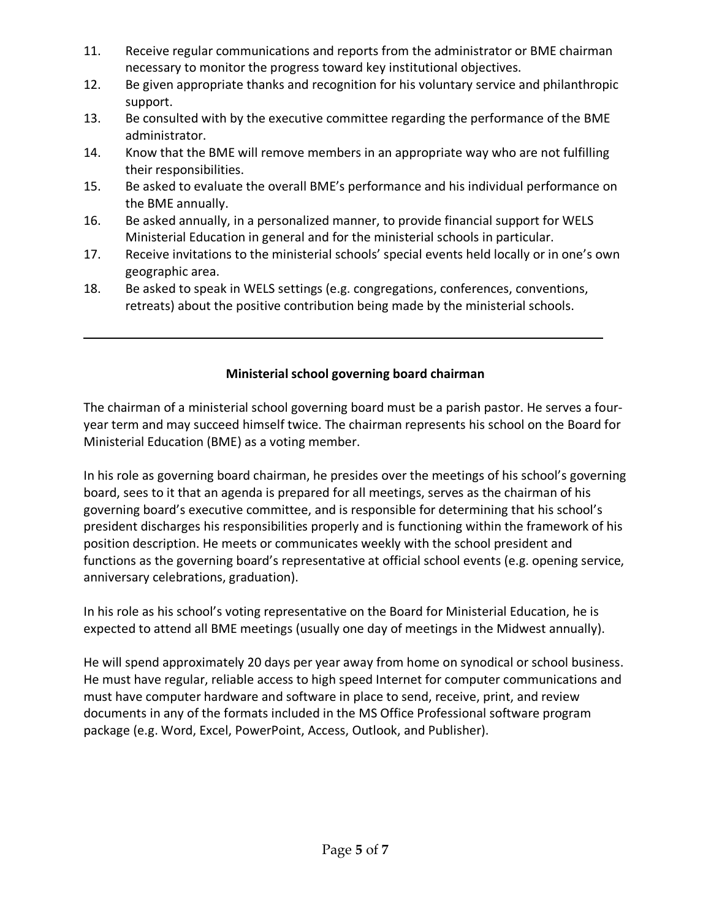11. Receive regular communications and reports from the administrator or BME chairman necessary to monitor the progress toward key institutional objectives.
12. Be given appropriate thanks and recognition for his voluntary service and philanthropic support.
13. Be consulted with by the executive committee regarding the performance of the BME administrator.
14. Know that the BME will remove members in an appropriate way who are not fulfilling their responsibilities.
15. Be asked to evaluate the overall BME's performance and his individual performance on the BME annually.
16. Be asked annually, in a personalized manner, to provide financial support for WELS Ministerial Education in general and for the ministerial schools in particular.
17. Receive invitations to the ministerial schools' special events held locally or in one's own geographic area.
18. Be asked to speak in WELS settings (e.g. congregations, conferences, conventions, retreats) about the positive contribution being made by the ministerial schools.

---

## Ministerial school governing board chairman

The chairman of a ministerial school governing board must be a parish pastor. He serves a four-year term and may succeed himself twice. The chairman represents his school on the Board for Ministerial Education (BME) as a voting member.

In his role as governing board chairman, he presides over the meetings of his school's governing board, sees to it that an agenda is prepared for all meetings, serves as the chairman of his governing board's executive committee, and is responsible for determining that his school's president discharges his responsibilities properly and is functioning within the framework of his position description. He meets or communicates weekly with the school president and functions as the governing board's representative at official school events (e.g. opening service, anniversary celebrations, graduation).

In his role as his school's voting representative on the Board for Ministerial Education, he is expected to attend all BME meetings (usually one day of meetings in the Midwest annually).

He will spend approximately 20 days per year away from home on synodical or school business. He must have regular, reliable access to high speed Internet for computer communications and must have computer hardware and software in place to send, receive, print, and review documents in any of the formats included in the MS Office Professional software program package (e.g. Word, Excel, PowerPoint, Access, Outlook, and Publisher).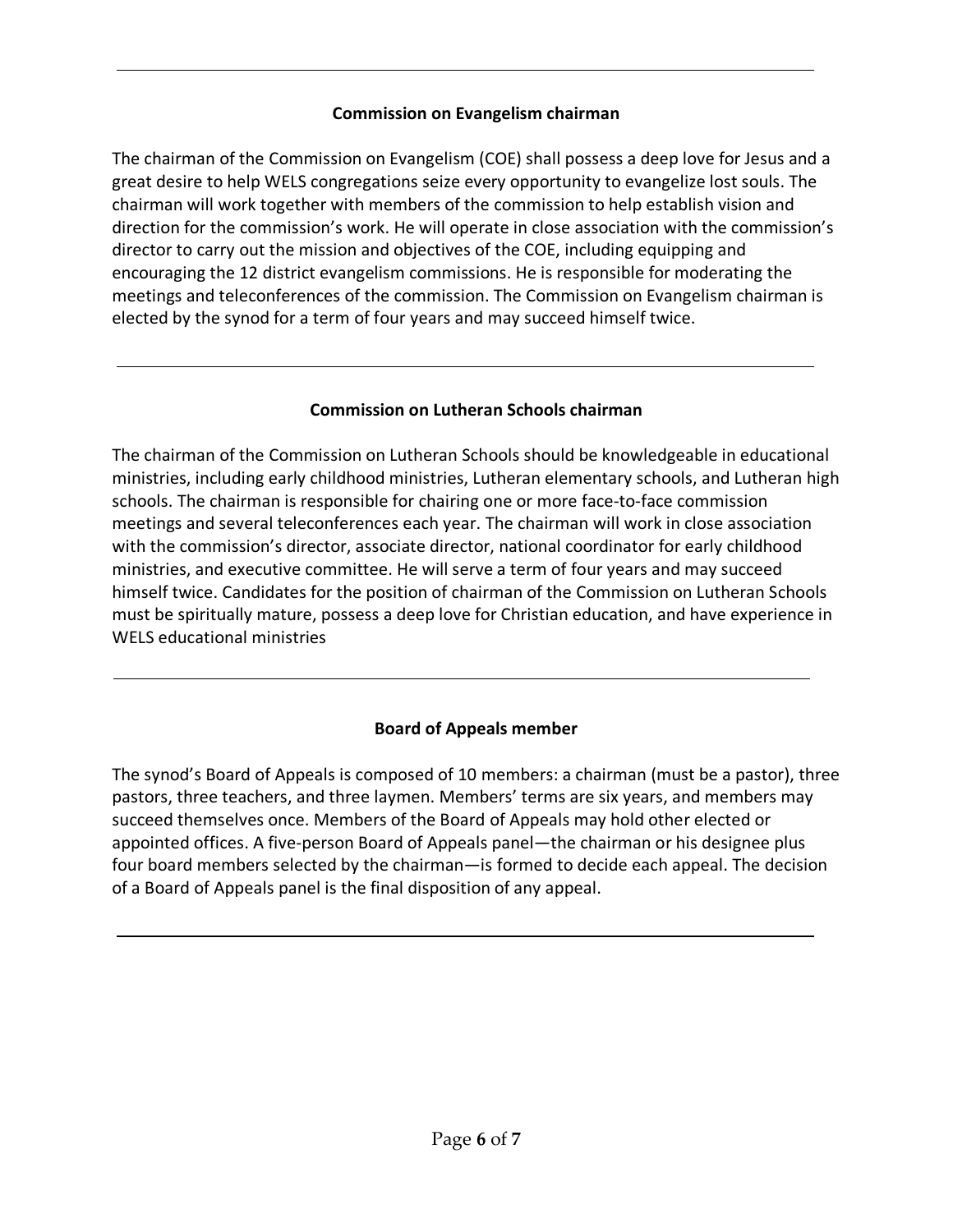---

### Commission on Evangelism chairman

The chairman of the Commission on Evangelism (COE) shall possess a deep love for Jesus and a great desire to help WELS congregations seize every opportunity to evangelize lost souls. The chairman will work together with members of the commission to help establish vision and direction for the commission's work. He will operate in close association with the commission's director to carry out the mission and objectives of the COE, including equipping and encouraging the 12 district evangelism commissions. He is responsible for moderating the meetings and teleconferences of the commission. The Commission on Evangelism chairman is elected by the synod for a term of four years and may succeed himself twice.

---

### Commission on Lutheran Schools chairman

The chairman of the Commission on Lutheran Schools should be knowledgeable in educational ministries, including early childhood ministries, Lutheran elementary schools, and Lutheran high schools. The chairman is responsible for chairing one or more face-to-face commission meetings and several teleconferences each year. The chairman will work in close association with the commission's director, associate director, national coordinator for early childhood ministries, and executive committee. He will serve a term of four years and may succeed himself twice. Candidates for the position of chairman of the Commission on Lutheran Schools must be spiritually mature, possess a deep love for Christian education, and have experience in WELS educational ministries

---

### Board of Appeals member

The synod's Board of Appeals is composed of 10 members: a chairman (must be a pastor), three pastors, three teachers, and three laymen. Members' terms are six years, and members may succeed themselves once. Members of the Board of Appeals may hold other elected or appointed offices. A five-person Board of Appeals panel—the chairman or his designee plus four board members selected by the chairman—is formed to decide each appeal. The decision of a Board of Appeals panel is the final disposition of any appeal.

---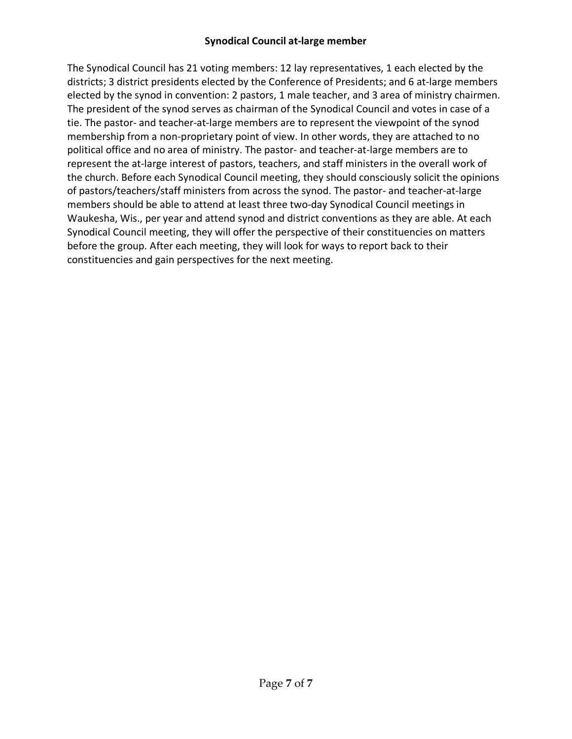## Synodical Council at-large member

The Synodical Council has 21 voting members: 12 lay representatives, 1 each elected by the districts; 3 district presidents elected by the Conference of Presidents; and 6 at-large members elected by the synod in convention: 2 pastors, 1 male teacher, and 3 area of ministry chairmen. The president of the synod serves as chairman of the Synodical Council and votes in case of a tie. The pastor- and teacher-at-large members are to represent the viewpoint of the synod membership from a non-proprietary point of view. In other words, they are attached to no political office and no area of ministry. The pastor- and teacher-at-large members are to represent the at-large interest of pastors, teachers, and staff ministers in the overall work of the church. Before each Synodical Council meeting, they should consciously solicit the opinions of pastors/teachers/staff ministers from across the synod. The pastor- and teacher-at-large members should be able to attend at least three two-day Synodical Council meetings in Waukesha, Wis., per year and attend synod and district conventions as they are able. At each Synodical Council meeting, they will offer the perspective of their constituencies on matters before the group. After each meeting, they will look for ways to report back to their constituencies and gain perspectives for the next meeting.